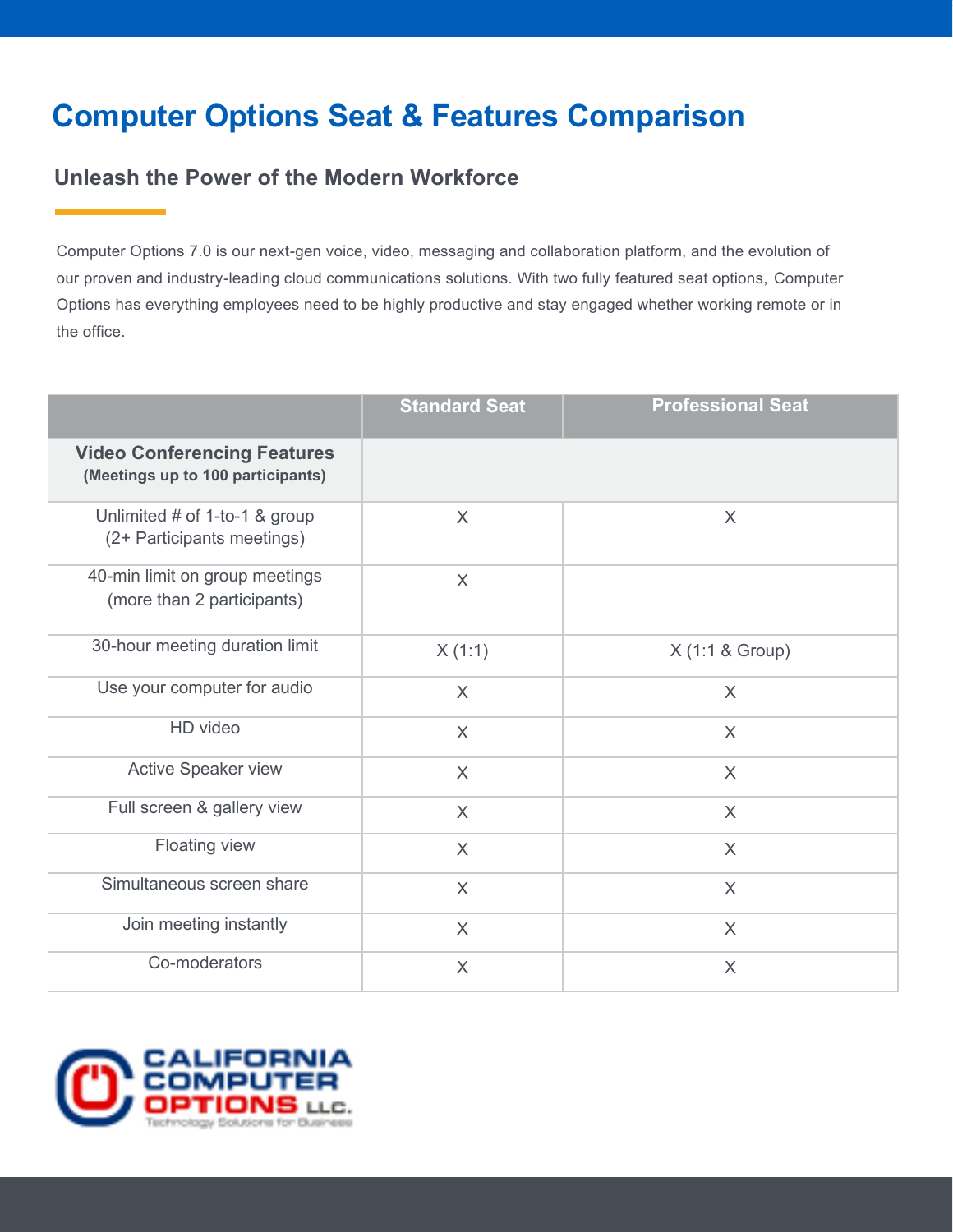# Computer Options Seat & Features Comparison

## Unleash the Power of the Modern Workforce

Computer Options 7.0 is our next-gen voice, video, messaging and collaboration platform, and the evolution of our proven and industry-leading cloud communications solutions. With two fully featured seat options, Computer Options has everything employees need to be highly productive and stay engaged whether working remote or in the office.

| | Standard Seat | Professional Seat |
|---|---|---|
| **Video Conferencing Features** **(Meetings up to 100 participants)** | | |
| Unlimited # of 1-to-1 & group (2+ Participants meetings) | X | X |
| 40-min limit on group meetings (more than 2 participants) | X | |
| 30-hour meeting duration limit | X (1:1) | X (1:1 & Group) |
| Use your computer for audio | X | X |
| HD video | X | X |
| Active Speaker view | X | X |
| Full screen & gallery view | X | X |
| Floating view | X | X |
| Simultaneous screen share | X | X |
| Join meeting instantly | X | X |
| Co-moderators | X | X |

CALIFORNIA COMPUTER OPTIONS LLC.
Technology Solutions for Business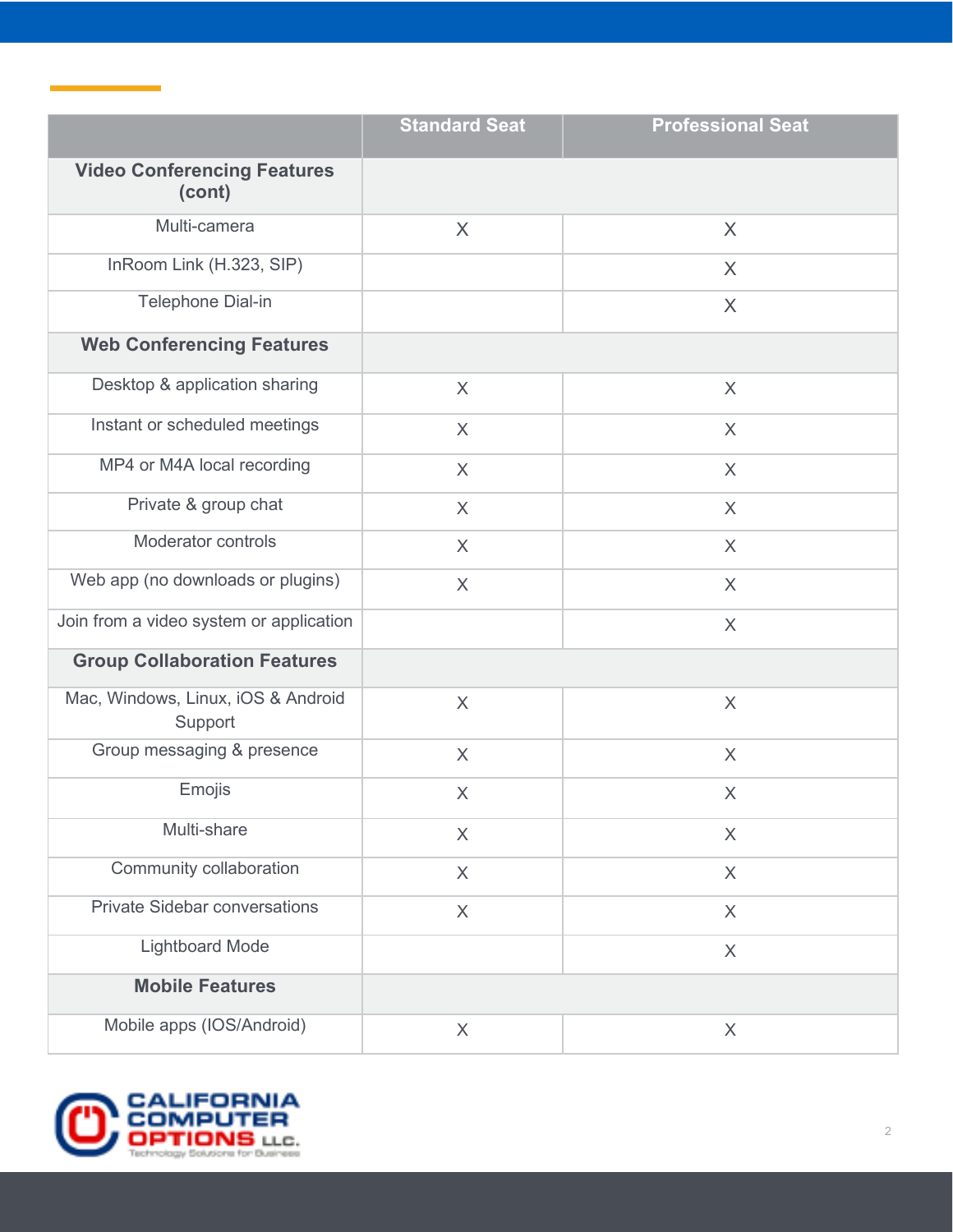| | Standard Seat | Professional Seat |
|---|---|---|
| **Video Conferencing Features (cont)** | | |
| Multi-camera | X | X |
| InRoom Link (H.323, SIP) | | X |
| Telephone Dial-in | | X |
| **Web Conferencing Features** | | |
| Desktop & application sharing | X | X |
| Instant or scheduled meetings | X | X |
| MP4 or M4A local recording | X | X |
| Private & group chat | X | X |
| Moderator controls | X | X |
| Web app (no downloads or plugins) | X | X |
| Join from a video system or application | | X |
| **Group Collaboration Features** | | |
| Mac, Windows, Linux, iOS & Android Support | X | X |
| Group messaging & presence | X | X |
| Emojis | X | X |
| Multi-share | X | X |
| Community collaboration | X | X |
| Private Sidebar conversations | X | X |
| Lightboard Mode | | X |
| **Mobile Features** | | |
| Mobile apps (IOS/Android) | X | X |

CALIFORNIA COMPUTER OPTIONS LLC.
Technology Solutions for Business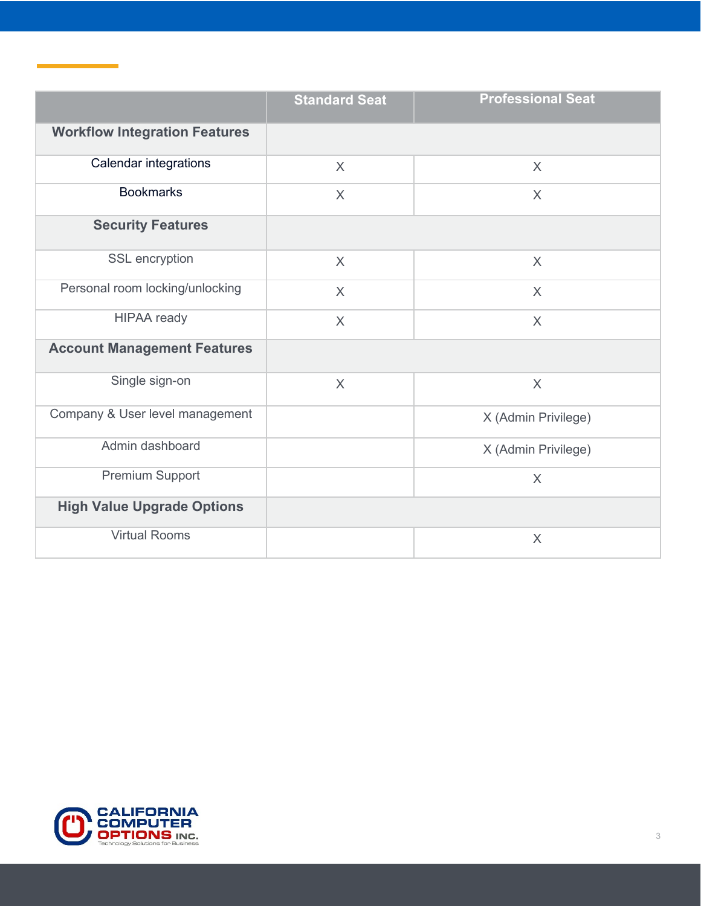| | Standard Seat | Professional Seat |
|---|---|---|
| **Workflow Integration Features** | | |
| Calendar integrations | X | X |
| Bookmarks | X | X |
| **Security Features** | | |
| SSL encryption | X | X |
| Personal room locking/unlocking | X | X |
| HIPAA ready | X | X |
| **Account Management Features** | | |
| Single sign-on | X | X |
| Company & User level management | | X (Admin Privilege) |
| Admin dashboard | | X (Admin Privilege) |
| Premium Support | | X |
| **High Value Upgrade Options** | | |
| Virtual Rooms | | X |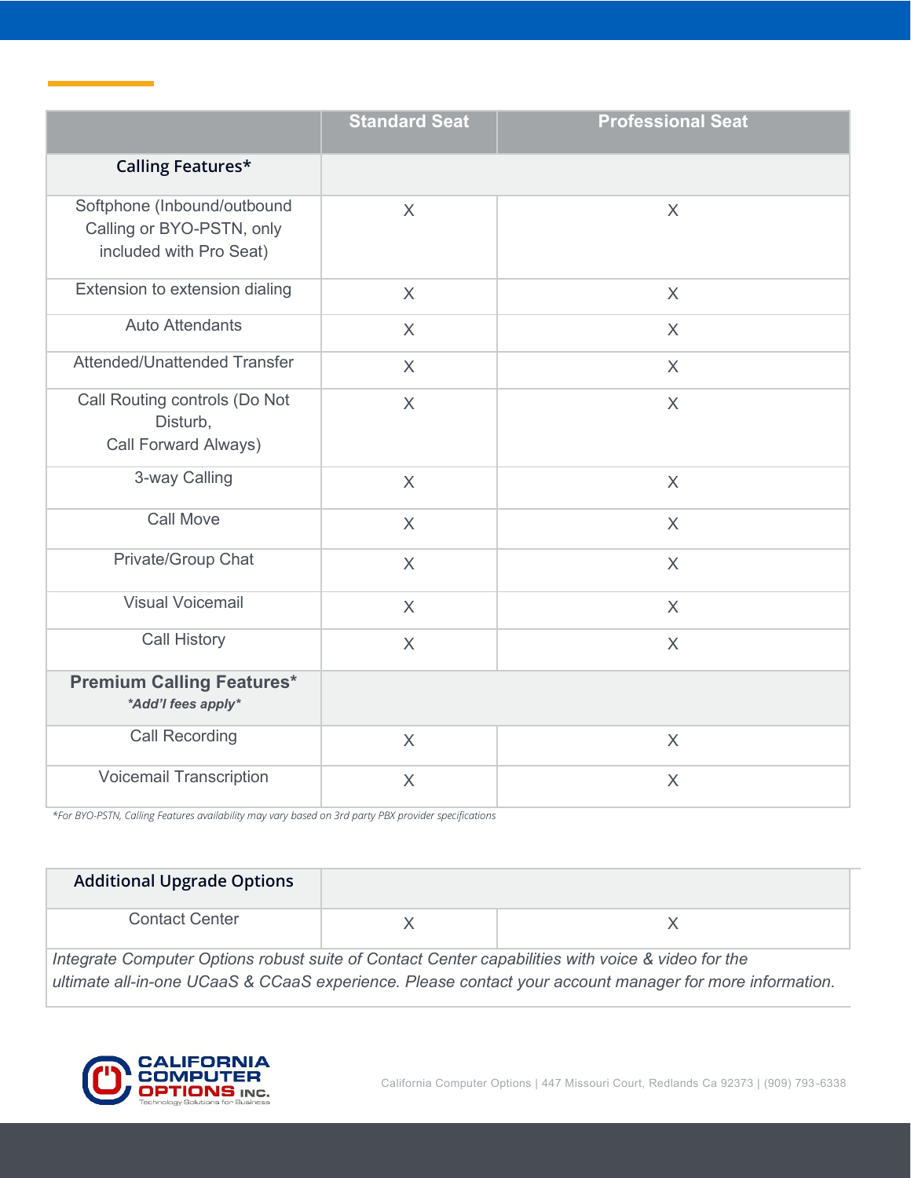| | Standard Seat | Professional Seat |
|---|---|---|
| **Calling Features*** | | |
| Softphone (Inbound/outbound Calling or BYO-PSTN, only included with Pro Seat) | X | X |
| Extension to extension dialing | X | X |
| Auto Attendants | X | X |
| Attended/Unattended Transfer | X | X |
| Call Routing controls (Do Not Disturb, Call Forward Always) | X | X |
| 3-way Calling | X | X |
| Call Move | X | X |
| Private/Group Chat | X | X |
| Visual Voicemail | X | X |
| Call History | X | X |
| **Premium Calling Features*** ***Add'l fees apply*** | | |
| Call Recording | X | X |
| Voicemail Transcription | X | X |

*\*For BYO-PSTN, Calling Features availability may vary based on 3rd party PBX provider specifications*

| **Additional Upgrade Options** | | |
|---|---|---|
| Contact Center | X | X |

*Integrate Computer Options robust suite of Contact Center capabilities with voice & video for the ultimate all-in-one UCaaS & CCaaS experience. Please contact your account manager for more information.*

CALIFORNIA COMPUTER OPTIONS INC.
Technology Solutions for Business

California Computer Options | 447 Missouri Court, Redlands Ca 92373 | (909) 793-6338